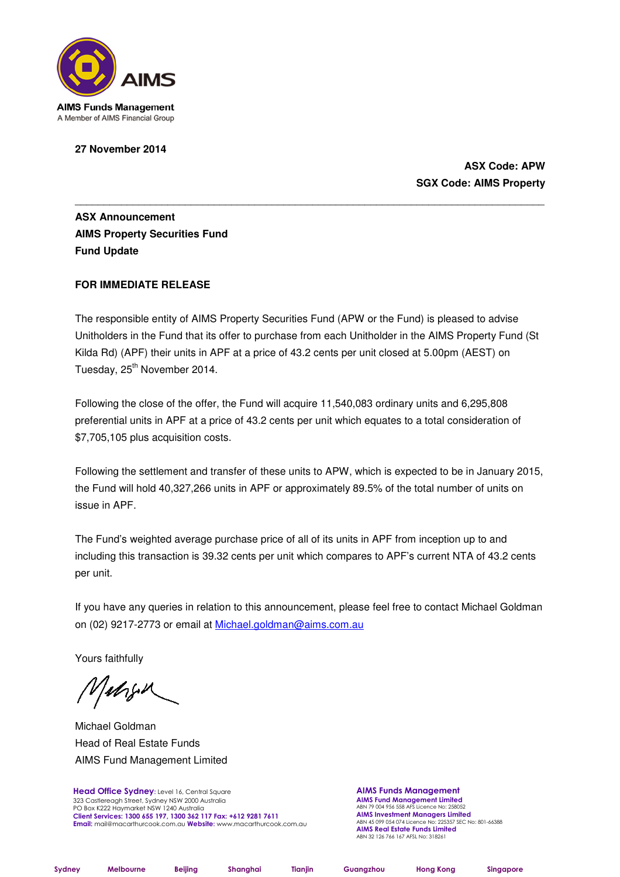AIMS Funds Management
A Member of AIMS Financial Group

**27 November 2014**

**ASX Code: APW**
**SGX Code: AIMS Property**

---

**ASX Announcement**
**AIMS Property Securities Fund**
**Fund Update**

**FOR IMMEDIATE RELEASE**

The responsible entity of AIMS Property Securities Fund (APW or the Fund) is pleased to advise Unitholders in the Fund that its offer to purchase from each Unitholder in the AIMS Property Fund (St Kilda Rd) (APF) their units in APF at a price of 43.2 cents per unit closed at 5.00pm (AEST) on Tuesday, 25th November 2014.

Following the close of the offer, the Fund will acquire 11,540,083 ordinary units and 6,295,808 preferential units in APF at a price of 43.2 cents per unit which equates to a total consideration of $7,705,105 plus acquisition costs.

Following the settlement and transfer of these units to APW, which is expected to be in January 2015, the Fund will hold 40,327,266 units in APF or approximately 89.5% of the total number of units on issue in APF.

The Fund's weighted average purchase price of all of its units in APF from inception up to and including this transaction is 39.32 cents per unit which compares to APF's current NTA of 43.2 cents per unit.

If you have any queries in relation to this announcement, please feel free to contact Michael Goldman on (02) 9217-2773 or email at Michael.goldman@aims.com.au

Yours faithfully

Michael Goldman
Head of Real Estate Funds
AIMS Fund Management Limited

**Head Office Sydney**: Level 16, Central Square
323 Castlereagh Street, Sydney NSW 2000 Australia
PO Box K222 Haymarket NSW 1240 Australia
**Client Services: 1300 655 197, 1300 362 117 Fax: +612 9281 7611**
**Email:** mail@macarthurcook.com.au **Website:** www.macarthurcook.com.au

**AIMS Funds Management**
**AIMS Fund Management Limited**
ABN 79 004 956 558 AFS Licence No: 258052
**AIMS Investment Managers Limited**
ABN 45 099 054 074 Licence No: 225357 SEC No: 801-66388
**AIMS Real Estate Funds Limited**
ABN 32 126 766 167 AFSL No: 318261

Sydney | Melbourne | Beijing | Shanghai | Tianjin | Guangzhou | Hong Kong | Singapore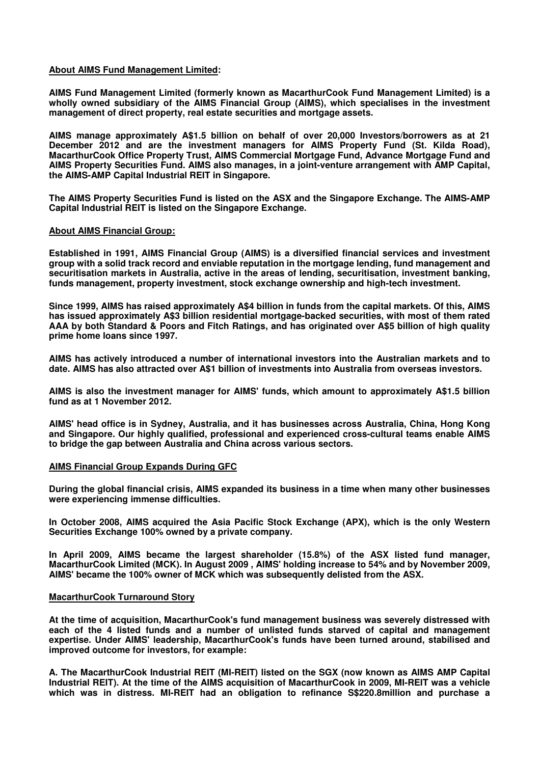**About AIMS Fund Management Limited:**

**AIMS Fund Management Limited (formerly known as MacarthurCook Fund Management Limited) is a wholly owned subsidiary of the AIMS Financial Group (AIMS), which specialises in the investment management of direct property, real estate securities and mortgage assets.**

**AIMS manage approximately A$1.5 billion on behalf of over 20,000 Investors/borrowers as at 21 December 2012 and are the investment managers for AIMS Property Fund (St. Kilda Road), MacarthurCook Office Property Trust, AIMS Commercial Mortgage Fund, Advance Mortgage Fund and AIMS Property Securities Fund. AIMS also manages, in a joint-venture arrangement with AMP Capital, the AIMS-AMP Capital Industrial REIT in Singapore.**

**The AIMS Property Securities Fund is listed on the ASX and the Singapore Exchange. The AIMS-AMP Capital Industrial REIT is listed on the Singapore Exchange.**

**About AIMS Financial Group:**

**Established in 1991, AIMS Financial Group (AIMS) is a diversified financial services and investment group with a solid track record and enviable reputation in the mortgage lending, fund management and securitisation markets in Australia, active in the areas of lending, securitisation, investment banking, funds management, property investment, stock exchange ownership and high-tech investment.**

**Since 1999, AIMS has raised approximately A$4 billion in funds from the capital markets. Of this, AIMS has issued approximately A$3 billion residential mortgage-backed securities, with most of them rated AAA by both Standard & Poors and Fitch Ratings, and has originated over A$5 billion of high quality prime home loans since 1997.**

**AIMS has actively introduced a number of international investors into the Australian markets and to date. AIMS has also attracted over A$1 billion of investments into Australia from overseas investors.**

**AIMS is also the investment manager for AIMS' funds, which amount to approximately A$1.5 billion fund as at 1 November 2012.**

**AIMS' head office is in Sydney, Australia, and it has businesses across Australia, China, Hong Kong and Singapore. Our highly qualified, professional and experienced cross-cultural teams enable AIMS to bridge the gap between Australia and China across various sectors.**

**AIMS Financial Group Expands During GFC**

**During the global financial crisis, AIMS expanded its business in a time when many other businesses were experiencing immense difficulties.**

**In October 2008, AIMS acquired the Asia Pacific Stock Exchange (APX), which is the only Western Securities Exchange 100% owned by a private company.**

**In April 2009, AIMS became the largest shareholder (15.8%) of the ASX listed fund manager, MacarthurCook Limited (MCK). In August 2009 , AIMS' holding increase to 54% and by November 2009, AIMS' became the 100% owner of MCK which was subsequently delisted from the ASX.**

**MacarthurCook Turnaround Story**

**At the time of acquisition, MacarthurCook's fund management business was severely distressed with each of the 4 listed funds and a number of unlisted funds starved of capital and management expertise. Under AIMS' leadership, MacarthurCook's funds have been turned around, stabilised and improved outcome for investors, for example:**

**A. The MacarthurCook Industrial REIT (MI-REIT) listed on the SGX (now known as AIMS AMP Capital Industrial REIT). At the time of the AIMS acquisition of MacarthurCook in 2009, MI-REIT was a vehicle which was in distress. MI-REIT had an obligation to refinance S$220.8million and purchase a**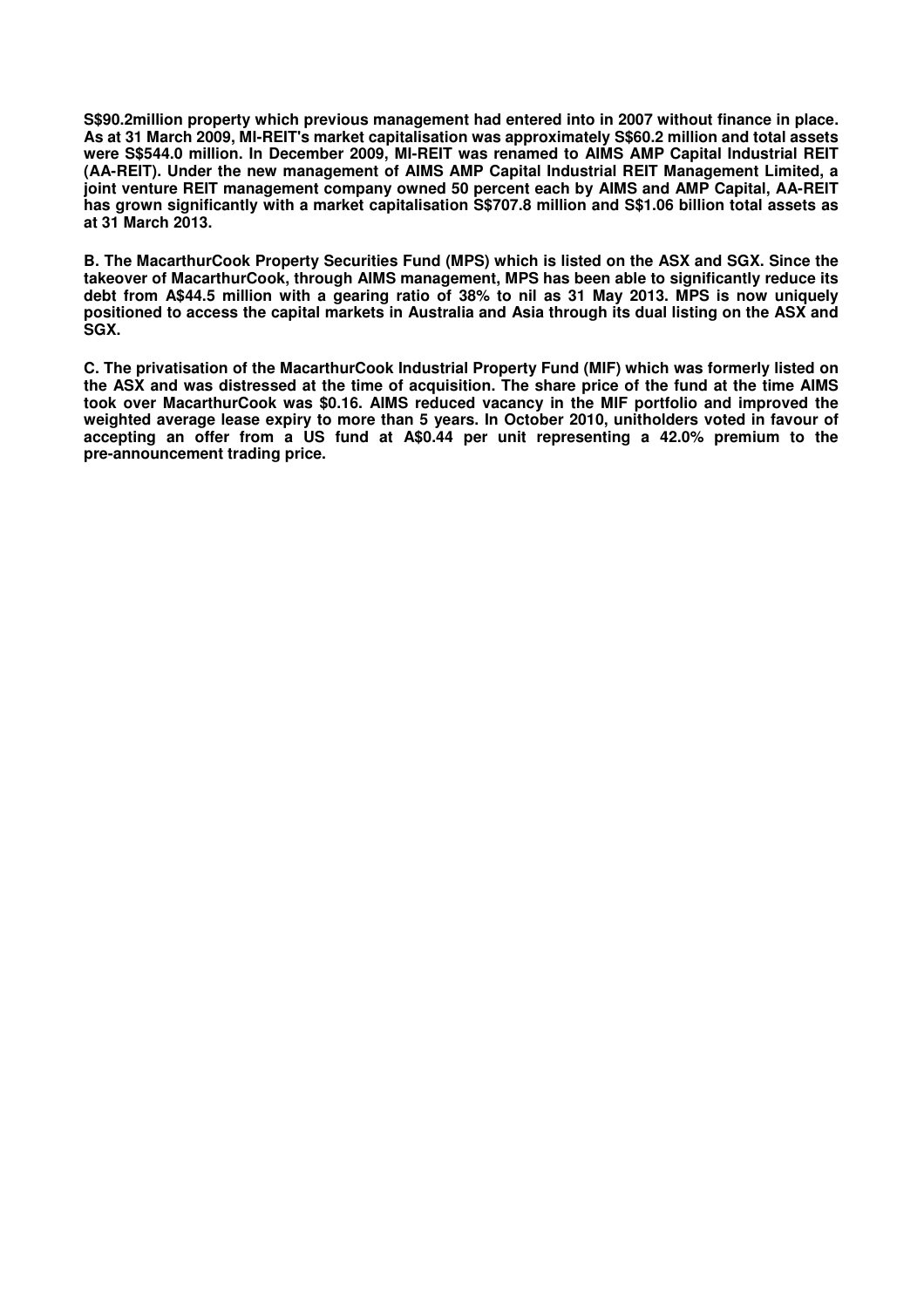**S$90.2million property which previous management had entered into in 2007 without finance in place. As at 31 March 2009, MI-REIT's market capitalisation was approximately S$60.2 million and total assets were S$544.0 million. In December 2009, MI-REIT was renamed to AIMS AMP Capital Industrial REIT (AA-REIT). Under the new management of AIMS AMP Capital Industrial REIT Management Limited, a joint venture REIT management company owned 50 percent each by AIMS and AMP Capital, AA-REIT has grown significantly with a market capitalisation S$707.8 million and S$1.06 billion total assets as at 31 March 2013.**

**B. The MacarthurCook Property Securities Fund (MPS) which is listed on the ASX and SGX. Since the takeover of MacarthurCook, through AIMS management, MPS has been able to significantly reduce its debt from A$44.5 million with a gearing ratio of 38% to nil as 31 May 2013. MPS is now uniquely positioned to access the capital markets in Australia and Asia through its dual listing on the ASX and SGX.**

**C. The privatisation of the MacarthurCook Industrial Property Fund (MIF) which was formerly listed on the ASX and was distressed at the time of acquisition. The share price of the fund at the time AIMS took over MacarthurCook was $0.16. AIMS reduced vacancy in the MIF portfolio and improved the weighted average lease expiry to more than 5 years. In October 2010, unitholders voted in favour of accepting an offer from a US fund at A$0.44 per unit representing a 42.0% premium to the pre-announcement trading price.**